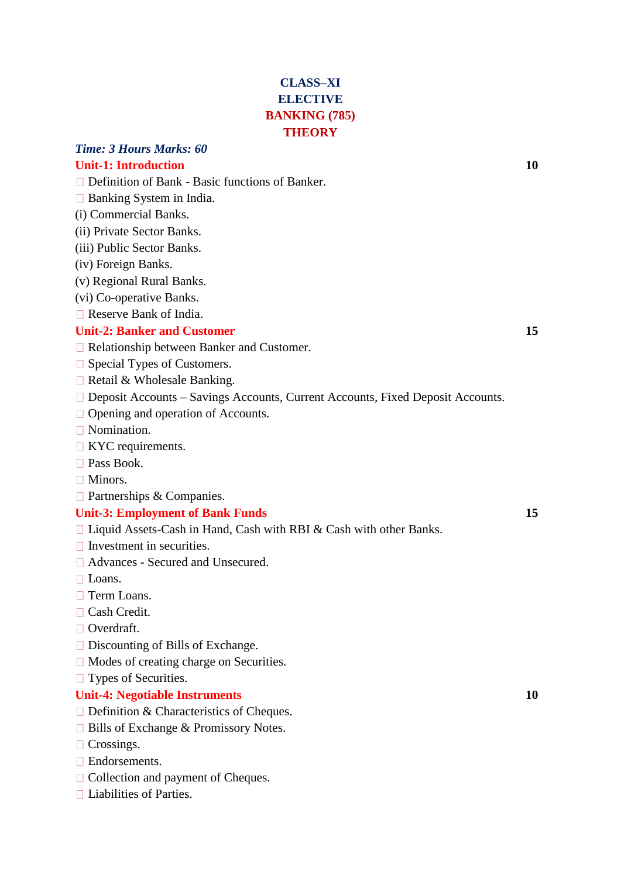**CLASS–XI**
**ELECTIVE**
**BANKING (785)**
**THEORY**

***Time: 3 Hours Marks: 60***

## Unit-1: Introduction — 10

- Definition of Bank - Basic functions of Banker.
- Banking System in India.

(i) Commercial Banks.
(ii) Private Sector Banks.
(iii) Public Sector Banks.
(iv) Foreign Banks.
(v) Regional Rural Banks.
(vi) Co-operative Banks.

- Reserve Bank of India.

## Unit-2: Banker and Customer — 15

- Relationship between Banker and Customer.
- Special Types of Customers.
- Retail & Wholesale Banking.
- Deposit Accounts – Savings Accounts, Current Accounts, Fixed Deposit Accounts.
- Opening and operation of Accounts.
- Nomination.
- KYC requirements.
- Pass Book.
- Minors.
- Partnerships & Companies.

## Unit-3: Employment of Bank Funds — 15

- Liquid Assets-Cash in Hand, Cash with RBI & Cash with other Banks.
- Investment in securities.
- Advances - Secured and Unsecured.
- Loans.
- Term Loans.
- Cash Credit.
- Overdraft.
- Discounting of Bills of Exchange.
- Modes of creating charge on Securities.
- Types of Securities.

## Unit-4: Negotiable Instruments — 10

- Definition & Characteristics of Cheques.
- Bills of Exchange & Promissory Notes.
- Crossings.
- Endorsements.
- Collection and payment of Cheques.
- Liabilities of Parties.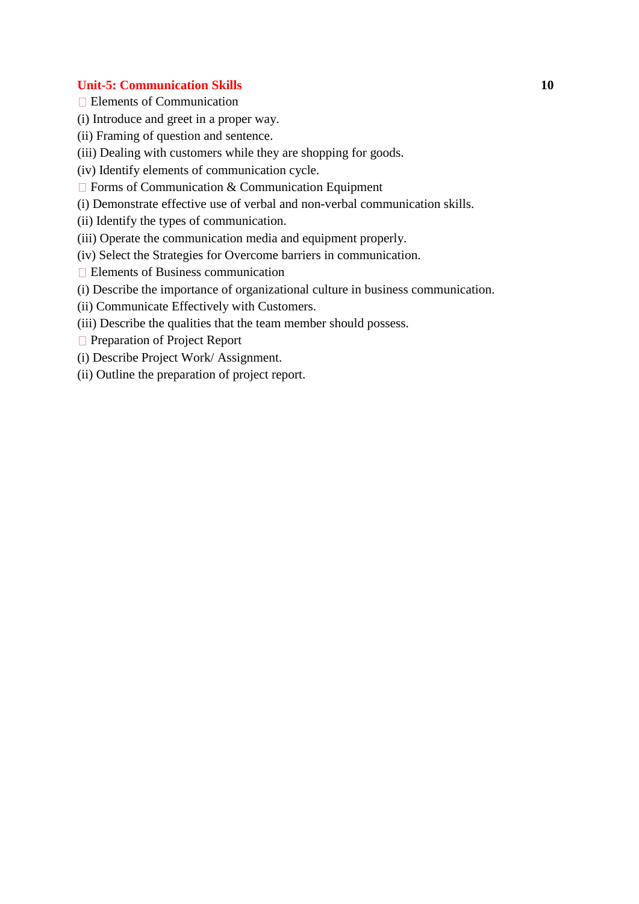## Unit-5: Communication Skills **10**

- Elements of Communication

(i) Introduce and greet in a proper way.
(ii) Framing of question and sentence.
(iii) Dealing with customers while they are shopping for goods.
(iv) Identify elements of communication cycle.

- Forms of Communication & Communication Equipment

(i) Demonstrate effective use of verbal and non-verbal communication skills.
(ii) Identify the types of communication.
(iii) Operate the communication media and equipment properly.
(iv) Select the Strategies for Overcome barriers in communication.

- Elements of Business communication

(i) Describe the importance of organizational culture in business communication.
(ii) Communicate Effectively with Customers.
(iii) Describe the qualities that the team member should possess.

- Preparation of Project Report

(i) Describe Project Work/ Assignment.
(ii) Outline the preparation of project report.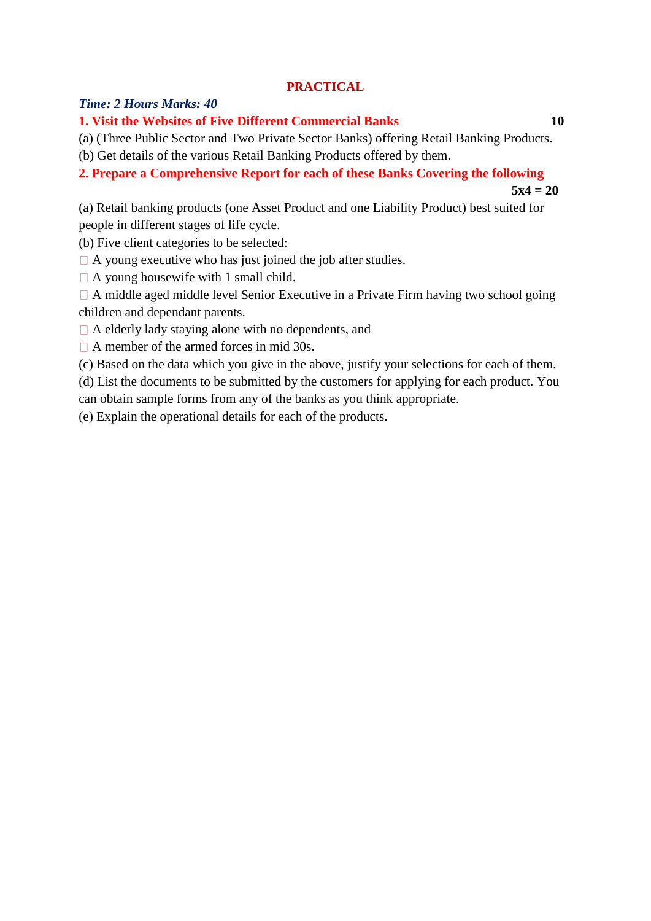## PRACTICAL

***Time: 2 Hours Marks: 40***

**1. Visit the Websites of Five Different Commercial Banks** **10**

(a) (Three Public Sector and Two Private Sector Banks) offering Retail Banking Products.

(b) Get details of the various Retail Banking Products offered by them.

**2. Prepare a Comprehensive Report for each of these Banks Covering the following** **5x4 = 20**

(a) Retail banking products (one Asset Product and one Liability Product) best suited for people in different stages of life cycle.

(b) Five client categories to be selected:

- A young executive who has just joined the job after studies.
- A young housewife with 1 small child.
- A middle aged middle level Senior Executive in a Private Firm having two school going children and dependant parents.
- A elderly lady staying alone with no dependents, and
- A member of the armed forces in mid 30s.

(c) Based on the data which you give in the above, justify your selections for each of them.

(d) List the documents to be submitted by the customers for applying for each product. You can obtain sample forms from any of the banks as you think appropriate.

(e) Explain the operational details for each of the products.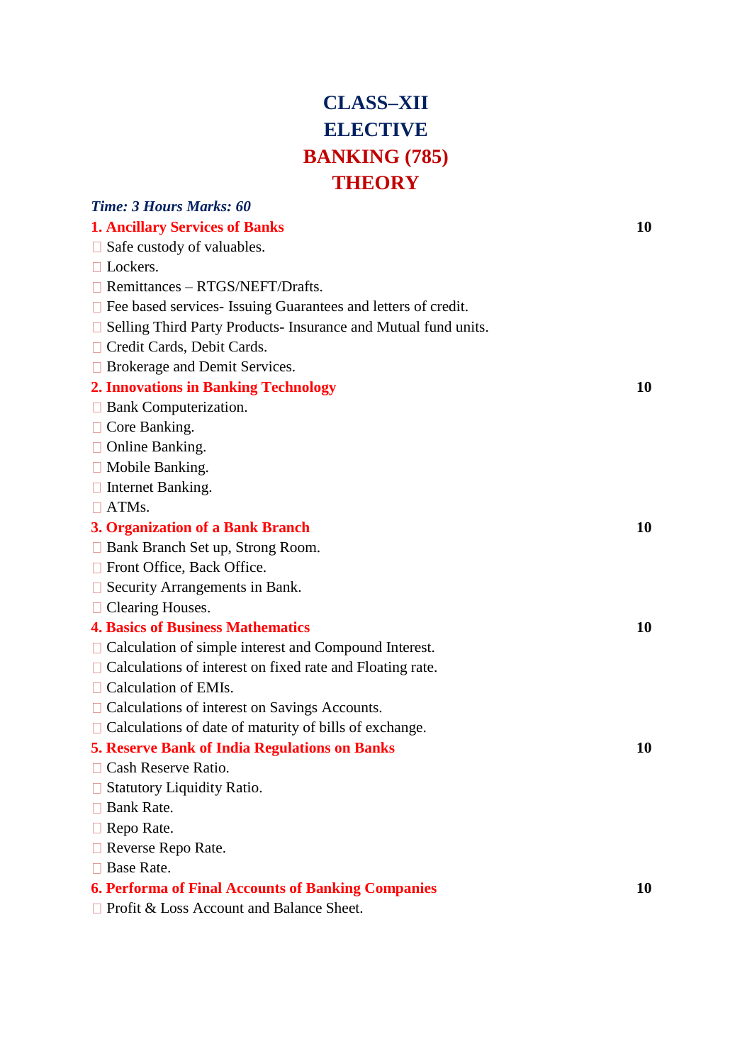# CLASS–XII
# ELECTIVE
# BANKING (785)
# THEORY

***Time: 3 Hours Marks: 60***

| | |
|---|---|
| **1. Ancillary Services of Banks** | **10** |
| - Safe custody of valuables. | |
| - Lockers. | |
| - Remittances – RTGS/NEFT/Drafts. | |
| - Fee based services- Issuing Guarantees and letters of credit. | |
| - Selling Third Party Products- Insurance and Mutual fund units. | |
| - Credit Cards, Debit Cards. | |
| - Brokerage and Demit Services. | |
| **2. Innovations in Banking Technology** | **10** |
| - Bank Computerization. | |
| - Core Banking. | |
| - Online Banking. | |
| - Mobile Banking. | |
| - Internet Banking. | |
| - ATMs. | |
| **3. Organization of a Bank Branch** | **10** |
| - Bank Branch Set up, Strong Room. | |
| - Front Office, Back Office. | |
| - Security Arrangements in Bank. | |
| - Clearing Houses. | |
| **4. Basics of Business Mathematics** | **10** |
| - Calculation of simple interest and Compound Interest. | |
| - Calculations of interest on fixed rate and Floating rate. | |
| - Calculation of EMIs. | |
| - Calculations of interest on Savings Accounts. | |
| - Calculations of date of maturity of bills of exchange. | |
| **5. Reserve Bank of India Regulations on Banks** | **10** |
| - Cash Reserve Ratio. | |
| - Statutory Liquidity Ratio. | |
| - Bank Rate. | |
| - Repo Rate. | |
| - Reverse Repo Rate. | |
| - Base Rate. | |
| **6. Performa of Final Accounts of Banking Companies** | **10** |
| - Profit & Loss Account and Balance Sheet. | |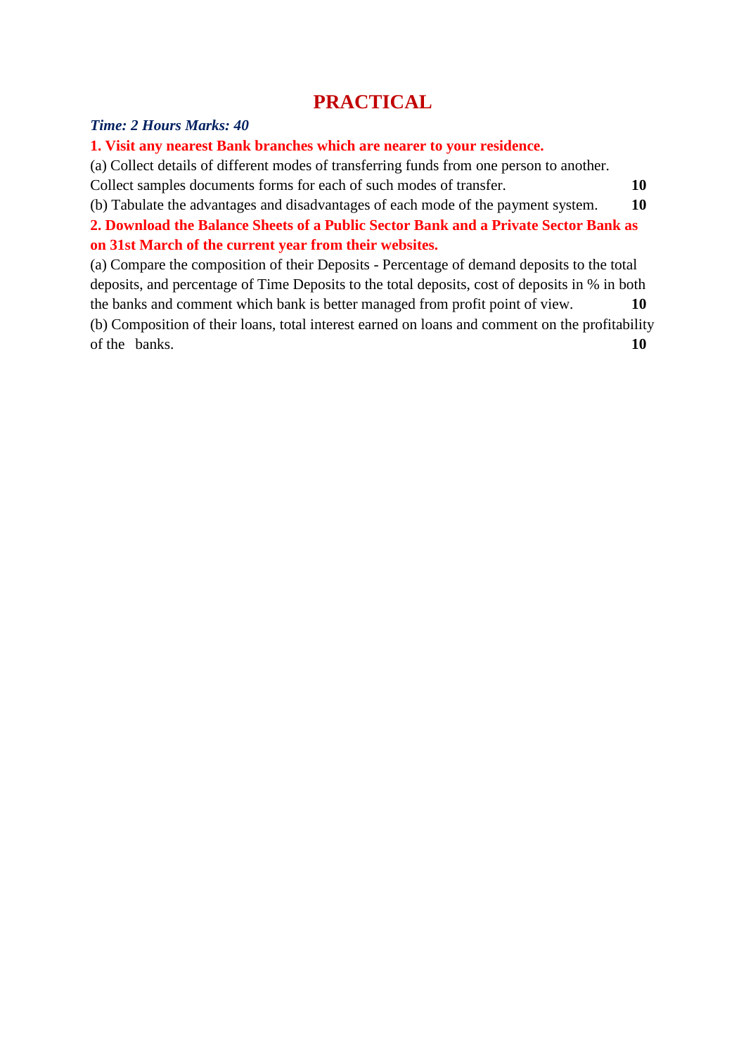# PRACTICAL

***Time: 2 Hours Marks: 40***

**1. Visit any nearest Bank branches which are nearer to your residence.**

(a) Collect details of different modes of transferring funds from one person to another. Collect samples documents forms for each of such modes of transfer. **10**

(b) Tabulate the advantages and disadvantages of each mode of the payment system. **10**

**2. Download the Balance Sheets of a Public Sector Bank and a Private Sector Bank as on 31st March of the current year from their websites.**

(a) Compare the composition of their Deposits - Percentage of demand deposits to the total deposits, and percentage of Time Deposits to the total deposits, cost of deposits in % in both the banks and comment which bank is better managed from profit point of view. **10**

(b) Composition of their loans, total interest earned on loans and comment on the profitability of the banks. **10**